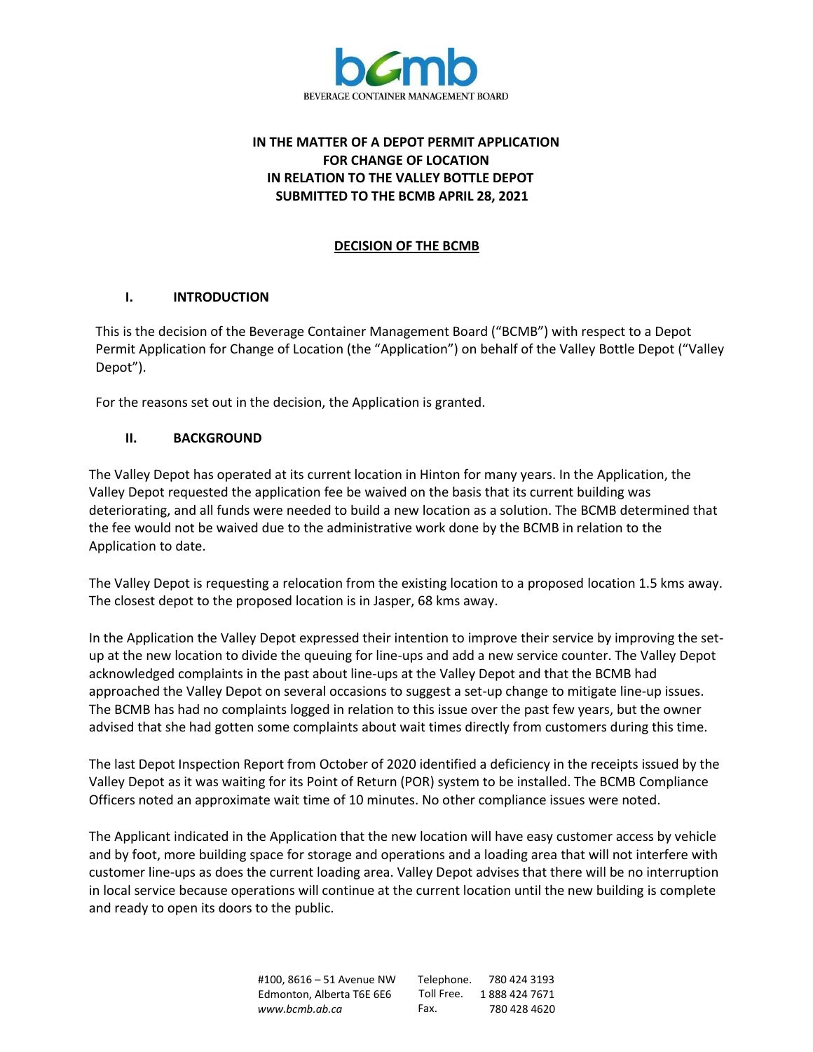BEVERAGE CONTAINER MANAGEMENT BOARD

**IN THE MATTER OF A DEPOT PERMIT APPLICATION FOR CHANGE OF LOCATION IN RELATION TO THE VALLEY BOTTLE DEPOT SUBMITTED TO THE BCMB APRIL 28, 2021**

**DECISION OF THE BCMB**

## I. INTRODUCTION

This is the decision of the Beverage Container Management Board ("BCMB") with respect to a Depot Permit Application for Change of Location (the "Application") on behalf of the Valley Bottle Depot ("Valley Depot").

For the reasons set out in the decision, the Application is granted.

## II. BACKGROUND

The Valley Depot has operated at its current location in Hinton for many years. In the Application, the Valley Depot requested the application fee be waived on the basis that its current building was deteriorating, and all funds were needed to build a new location as a solution. The BCMB determined that the fee would not be waived due to the administrative work done by the BCMB in relation to the Application to date.

The Valley Depot is requesting a relocation from the existing location to a proposed location 1.5 kms away. The closest depot to the proposed location is in Jasper, 68 kms away.

In the Application the Valley Depot expressed their intention to improve their service by improving the set-up at the new location to divide the queuing for line-ups and add a new service counter. The Valley Depot acknowledged complaints in the past about line-ups at the Valley Depot and that the BCMB had approached the Valley Depot on several occasions to suggest a set-up change to mitigate line-up issues. The BCMB has had no complaints logged in relation to this issue over the past few years, but the owner advised that she had gotten some complaints about wait times directly from customers during this time.

The last Depot Inspection Report from October of 2020 identified a deficiency in the receipts issued by the Valley Depot as it was waiting for its Point of Return (POR) system to be installed. The BCMB Compliance Officers noted an approximate wait time of 10 minutes. No other compliance issues were noted.

The Applicant indicated in the Application that the new location will have easy customer access by vehicle and by foot, more building space for storage and operations and a loading area that will not interfere with customer line-ups as does the current loading area. Valley Depot advises that there will be no interruption in local service because operations will continue at the current location until the new building is complete and ready to open its doors to the public.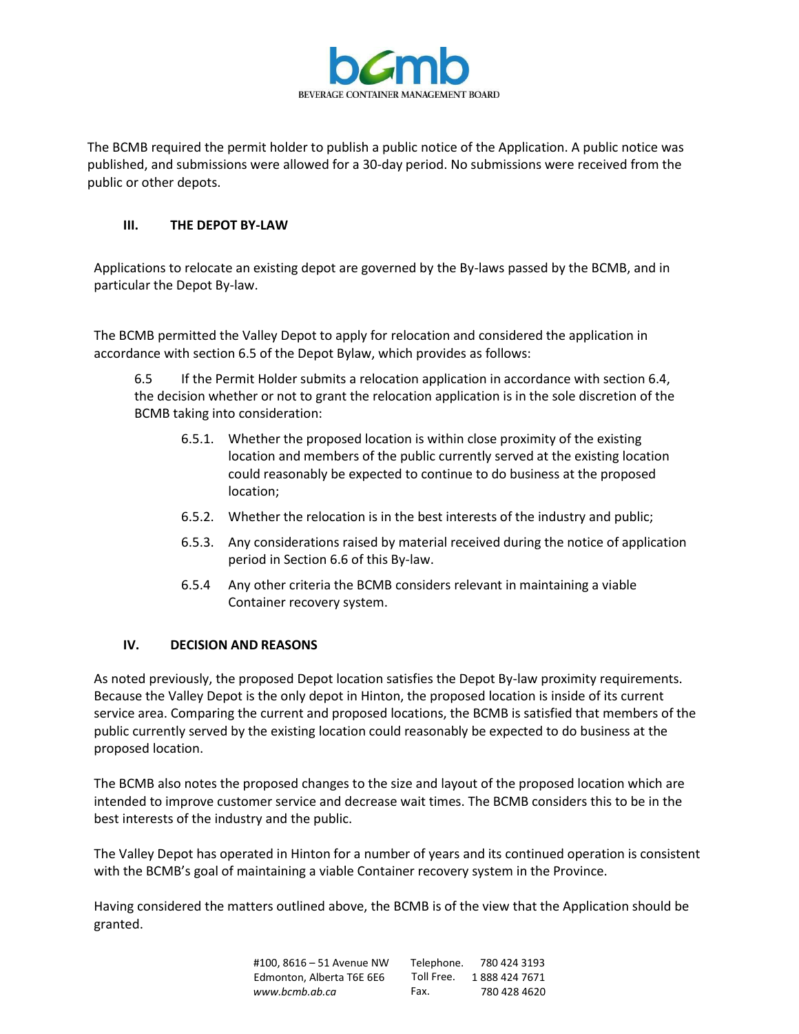The BCMB required the permit holder to publish a public notice of the Application. A public notice was published, and submissions were allowed for a 30-day period. No submissions were received from the public or other depots.

## III. THE DEPOT BY-LAW

Applications to relocate an existing depot are governed by the By-laws passed by the BCMB, and in particular the Depot By-law.

The BCMB permitted the Valley Depot to apply for relocation and considered the application in accordance with section 6.5 of the Depot Bylaw, which provides as follows:

> 6.5 If the Permit Holder submits a relocation application in accordance with section 6.4, the decision whether or not to grant the relocation application is in the sole discretion of the BCMB taking into consideration:
>
> 6.5.1. Whether the proposed location is within close proximity of the existing location and members of the public currently served at the existing location could reasonably be expected to continue to do business at the proposed location;
>
> 6.5.2. Whether the relocation is in the best interests of the industry and public;
>
> 6.5.3. Any considerations raised by material received during the notice of application period in Section 6.6 of this By-law.
>
> 6.5.4 Any other criteria the BCMB considers relevant in maintaining a viable Container recovery system.

## IV. DECISION AND REASONS

As noted previously, the proposed Depot location satisfies the Depot By-law proximity requirements. Because the Valley Depot is the only depot in Hinton, the proposed location is inside of its current service area. Comparing the current and proposed locations, the BCMB is satisfied that members of the public currently served by the existing location could reasonably be expected to do business at the proposed location.

The BCMB also notes the proposed changes to the size and layout of the proposed location which are intended to improve customer service and decrease wait times. The BCMB considers this to be in the best interests of the industry and the public.

The Valley Depot has operated in Hinton for a number of years and its continued operation is consistent with the BCMB's goal of maintaining a viable Container recovery system in the Province.

Having considered the matters outlined above, the BCMB is of the view that the Application should be granted.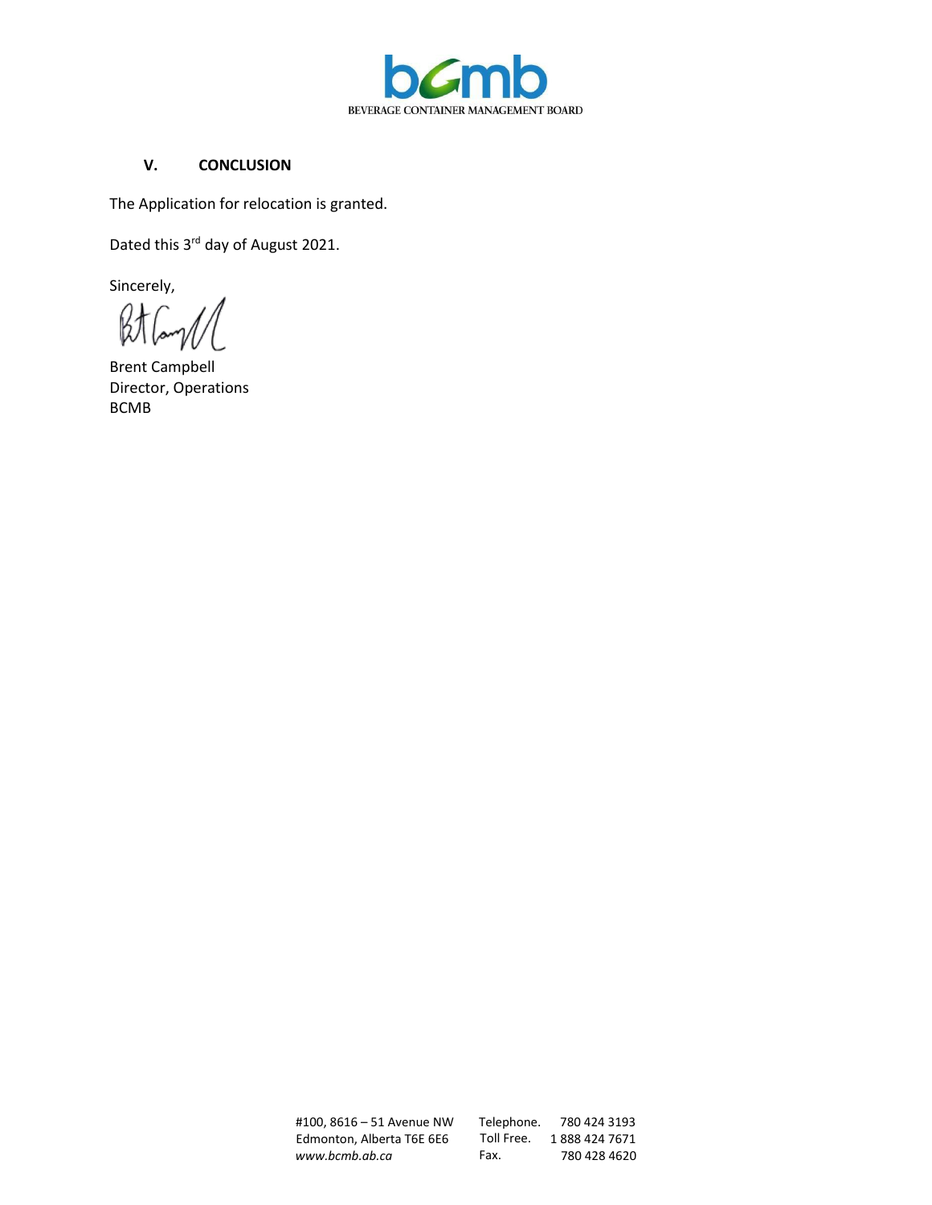## V. CONCLUSION

The Application for relocation is granted.

Dated this 3rd day of August 2021.

Sincerely,

Brent Campbell
Director, Operations
BCMB